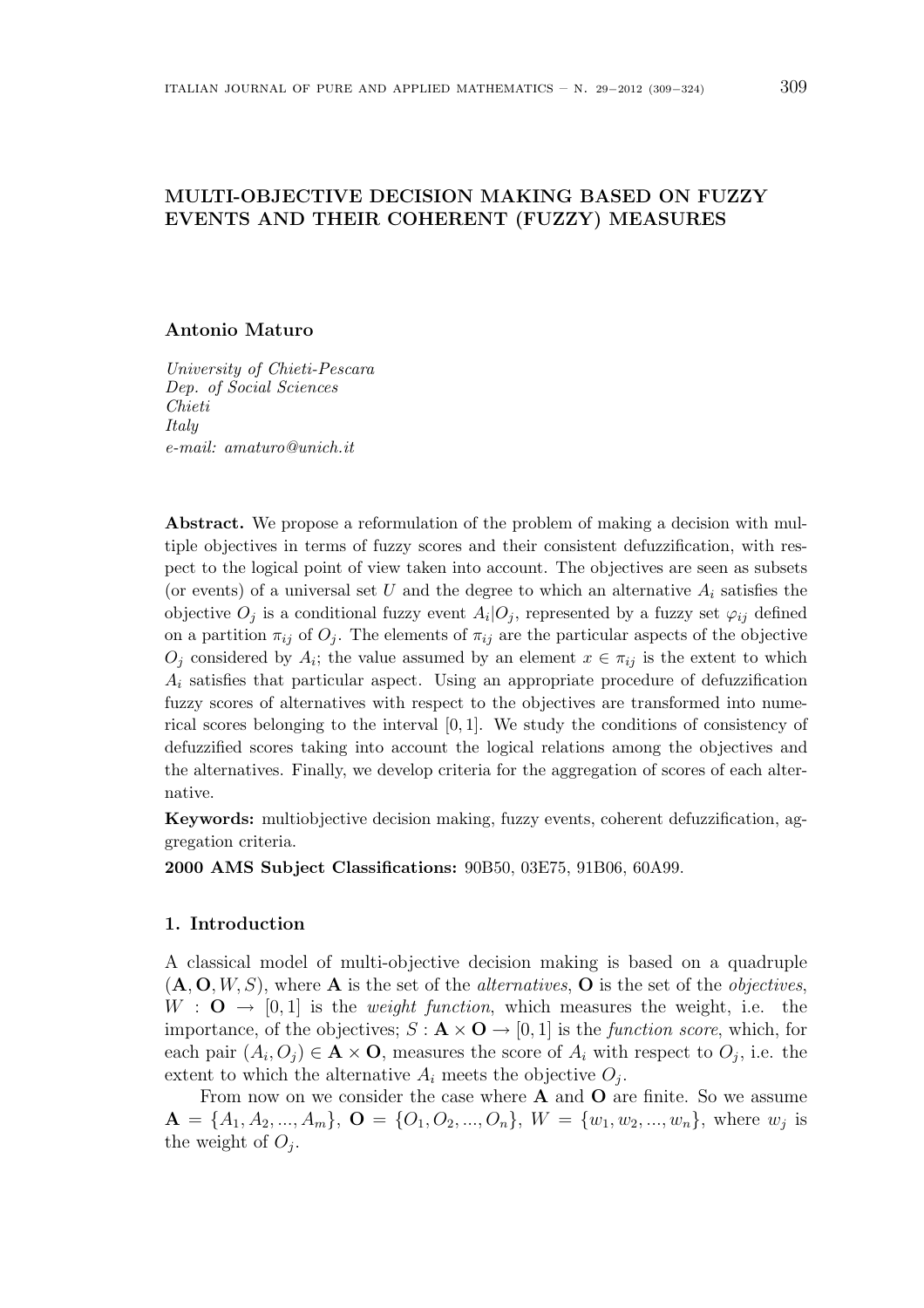# MULTI-OBJECTIVE DECISION MAKING BASED ON FUZZY EVENTS AND THEIR COHERENT (FUZZY) MEASURES

**Antonio Maturo**

*University of Chieti-Pescara*
*Dep. of Social Sciences*
*Chieti*
*Italy*
*e-mail: amaturo@unich.it*

**Abstract.** We propose a reformulation of the problem of making a decision with multiple objectives in terms of fuzzy scores and their consistent defuzzification, with respect to the logical point of view taken into account. The objectives are seen as subsets (or events) of a universal set $U$ and the degree to which an alternative $A_i$ satisfies the objective $O_j$ is a conditional fuzzy event $A_i|O_j$, represented by a fuzzy set $\varphi_{ij}$ defined on a partition $\pi_{ij}$ of $O_j$. The elements of $\pi_{ij}$ are the particular aspects of the objective $O_j$ considered by $A_i$; the value assumed by an element $x \in \pi_{ij}$ is the extent to which $A_i$ satisfies that particular aspect. Using an appropriate procedure of defuzzification fuzzy scores of alternatives with respect to the objectives are transformed into numerical scores belonging to the interval $[0,1]$. We study the conditions of consistency of defuzzified scores taking into account the logical relations among the objectives and the alternatives. Finally, we develop criteria for the aggregation of scores of each alternative.

**Keywords:** multiobjective decision making, fuzzy events, coherent defuzzification, aggregation criteria.

**2000 AMS Subject Classifications:** 90B50, 03E75, 91B06, 60A99.

## 1. Introduction

A classical model of multi-objective decision making is based on a quadruple $(\mathbf{A}, \mathbf{O}, W, S)$, where $\mathbf{A}$ is the set of the *alternatives*, $\mathbf{O}$ is the set of the *objectives*, $W : \mathbf{O} \rightarrow [0,1]$ is the *weight function*, which measures the weight, i.e. the importance, of the objectives; $S : \mathbf{A} \times \mathbf{O} \rightarrow [0,1]$ is the *function score*, which, for each pair $(A_i, O_j) \in \mathbf{A} \times \mathbf{O}$, measures the score of $A_i$ with respect to $O_j$, i.e. the extent to which the alternative $A_i$ meets the objective $O_j$.

From now on we consider the case where $\mathbf{A}$ and $\mathbf{O}$ are finite. So we assume $\mathbf{A} = \{A_1, A_2, ..., A_m\}$, $\mathbf{O} = \{O_1, O_2, ..., O_n\}$, $W = \{w_1, w_2, ..., w_n\}$, where $w_j$ is the weight of $O_j$.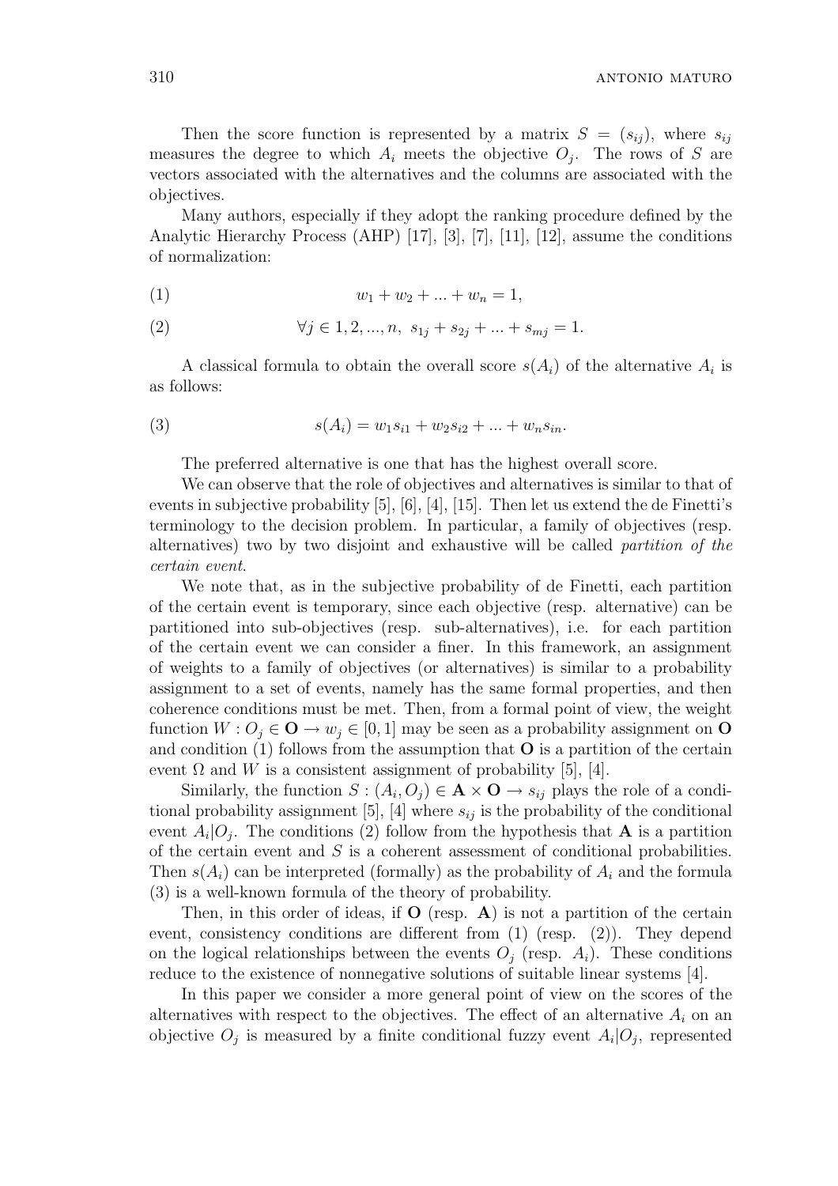Then the score function is represented by a matrix $S = (s_{ij})$, where $s_{ij}$ measures the degree to which $A_i$ meets the objective $O_j$. The rows of $S$ are vectors associated with the alternatives and the columns are associated with the objectives.

Many authors, especially if they adopt the ranking procedure defined by the Analytic Hierarchy Process (AHP) [17], [3], [7], [11], [12], assume the conditions of normalization:

$$w_1 + w_2 + ... + w_n = 1, \tag{1}$$

$$\forall j \in 1, 2, ..., n, \; s_{1j} + s_{2j} + ... + s_{mj} = 1. \tag{2}$$

A classical formula to obtain the overall score $s(A_i)$ of the alternative $A_i$ is as follows:

$$s(A_i) = w_1 s_{i1} + w_2 s_{i2} + ... + w_n s_{in}. \tag{3}$$

The preferred alternative is one that has the highest overall score.

We can observe that the role of objectives and alternatives is similar to that of events in subjective probability [5], [6], [4], [15]. Then let us extend the de Finetti's terminology to the decision problem. In particular, a family of objectives (resp. alternatives) two by two disjoint and exhaustive will be called *partition of the certain event*.

We note that, as in the subjective probability of de Finetti, each partition of the certain event is temporary, since each objective (resp. alternative) can be partitioned into sub-objectives (resp. sub-alternatives), i.e. for each partition of the certain event we can consider a finer. In this framework, an assignment of weights to a family of objectives (or alternatives) is similar to a probability assignment to a set of events, namely has the same formal properties, and then coherence conditions must be met. Then, from a formal point of view, the weight function $W : O_j \in \mathbf{O} \to w_j \in [0, 1]$ may be seen as a probability assignment on $\mathbf{O}$ and condition (1) follows from the assumption that $\mathbf{O}$ is a partition of the certain event $\Omega$ and $W$ is a consistent assignment of probability [5], [4].

Similarly, the function $S : (A_i, O_j) \in \mathbf{A} \times \mathbf{O} \to s_{ij}$ plays the role of a conditional probability assignment [5], [4] where $s_{ij}$ is the probability of the conditional event $A_i|O_j$. The conditions (2) follow from the hypothesis that $\mathbf{A}$ is a partition of the certain event and $S$ is a coherent assessment of conditional probabilities. Then $s(A_i)$ can be interpreted (formally) as the probability of $A_i$ and the formula (3) is a well-known formula of the theory of probability.

Then, in this order of ideas, if $\mathbf{O}$ (resp. $\mathbf{A}$) is not a partition of the certain event, consistency conditions are different from (1) (resp. (2)). They depend on the logical relationships between the events $O_j$ (resp. $A_i$). These conditions reduce to the existence of nonnegative solutions of suitable linear systems [4].

In this paper we consider a more general point of view on the scores of the alternatives with respect to the objectives. The effect of an alternative $A_i$ on an objective $O_j$ is measured by a finite conditional fuzzy event $A_i|O_j$, represented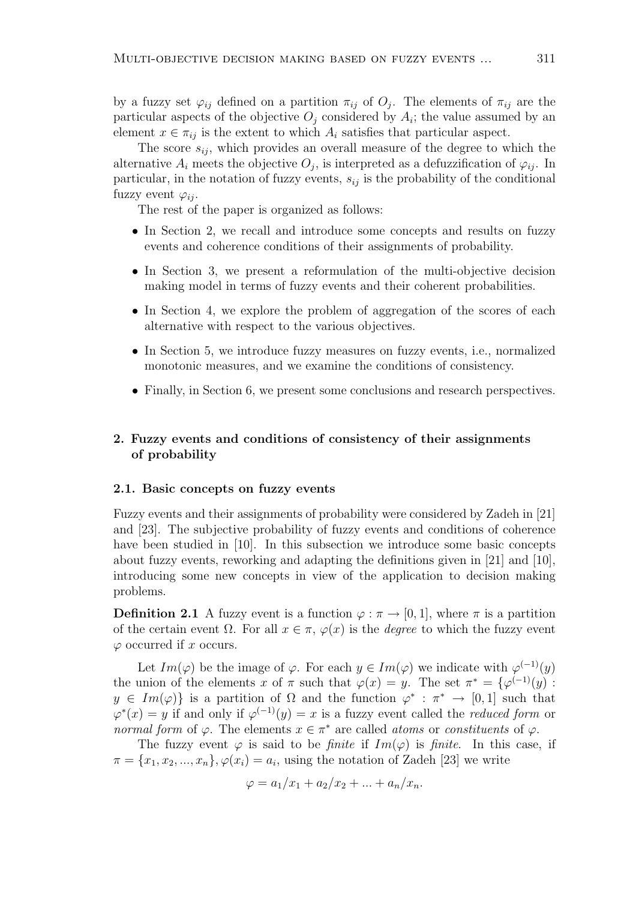by a fuzzy set $\varphi_{ij}$ defined on a partition $\pi_{ij}$ of $O_j$. The elements of $\pi_{ij}$ are the particular aspects of the objective $O_j$ considered by $A_i$; the value assumed by an element $x \in \pi_{ij}$ is the extent to which $A_i$ satisfies that particular aspect.

The score $s_{ij}$, which provides an overall measure of the degree to which the alternative $A_i$ meets the objective $O_j$, is interpreted as a defuzzification of $\varphi_{ij}$. In particular, in the notation of fuzzy events, $s_{ij}$ is the probability of the conditional fuzzy event $\varphi_{ij}$.

The rest of the paper is organized as follows:

- In Section 2, we recall and introduce some concepts and results on fuzzy events and coherence conditions of their assignments of probability.
- In Section 3, we present a reformulation of the multi-objective decision making model in terms of fuzzy events and their coherent probabilities.
- In Section 4, we explore the problem of aggregation of the scores of each alternative with respect to the various objectives.
- In Section 5, we introduce fuzzy measures on fuzzy events, i.e., normalized monotonic measures, and we examine the conditions of consistency.
- Finally, in Section 6, we present some conclusions and research perspectives.

## 2. Fuzzy events and conditions of consistency of their assignments of probability

### 2.1. Basic concepts on fuzzy events

Fuzzy events and their assignments of probability were considered by Zadeh in [21] and [23]. The subjective probability of fuzzy events and conditions of coherence have been studied in [10]. In this subsection we introduce some basic concepts about fuzzy events, reworking and adapting the definitions given in [21] and [10], introducing some new concepts in view of the application to decision making problems.

**Definition 2.1** A fuzzy event is a function $\varphi : \pi \to [0, 1]$, where $\pi$ is a partition of the certain event $\Omega$. For all $x \in \pi$, $\varphi(x)$ is the *degree* to which the fuzzy event $\varphi$ occurred if $x$ occurs.

Let $Im(\varphi)$ be the image of $\varphi$. For each $y \in Im(\varphi)$ we indicate with $\varphi^{(-1)}(y)$ the union of the elements $x$ of $\pi$ such that $\varphi(x) = y$. The set $\pi^* = \{\varphi^{(-1)}(y) : y \in Im(\varphi)\}$ is a partition of $\Omega$ and the function $\varphi^* : \pi^* \to [0, 1]$ such that $\varphi^*(x) = y$ if and only if $\varphi^{(-1)}(y) = x$ is a fuzzy event called the *reduced form* or *normal form* of $\varphi$. The elements $x \in \pi^*$ are called *atoms* or *constituents* of $\varphi$.

The fuzzy event $\varphi$ is said to be *finite* if $Im(\varphi)$ is *finite*. In this case, if $\pi = \{x_1, x_2, ..., x_n\}, \varphi(x_i) = a_i$, using the notation of Zadeh [23] we write

$$\varphi = a_1/x_1 + a_2/x_2 + ... + a_n/x_n.$$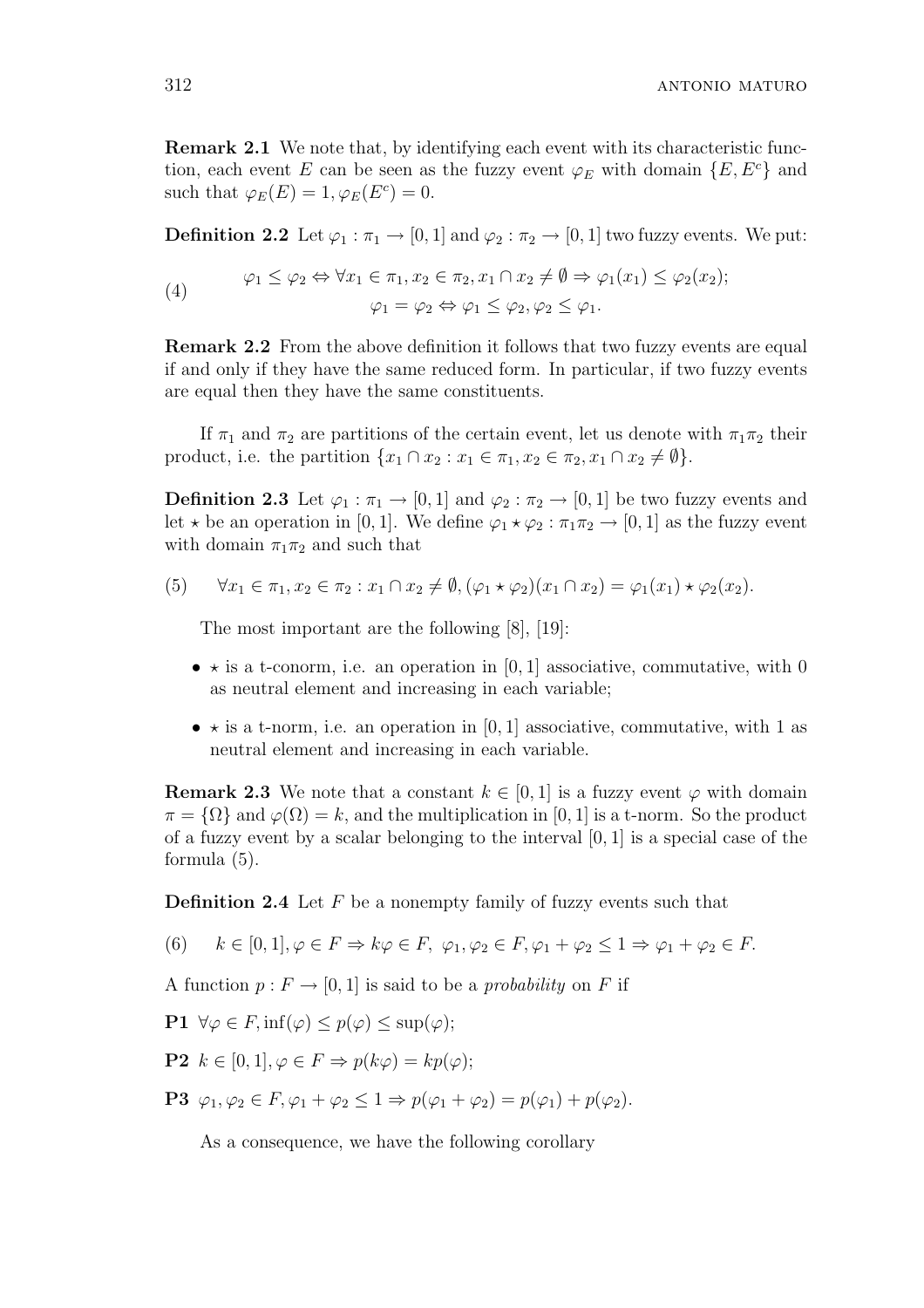**Remark 2.1** We note that, by identifying each event with its characteristic function, each event $E$ can be seen as the fuzzy event $\varphi_E$ with domain $\{E, E^c\}$ and such that $\varphi_E(E) = 1, \varphi_E(E^c) = 0$.

**Definition 2.2** Let $\varphi_1 : \pi_1 \to [0,1]$ and $\varphi_2 : \pi_2 \to [0,1]$ two fuzzy events. We put:

$$
\begin{aligned}
&\varphi_1 \leq \varphi_2 \Leftrightarrow \forall x_1 \in \pi_1, x_2 \in \pi_2, x_1 \cap x_2 \neq \emptyset \Rightarrow \varphi_1(x_1) \leq \varphi_2(x_2); \\
&\varphi_1 = \varphi_2 \Leftrightarrow \varphi_1 \leq \varphi_2, \varphi_2 \leq \varphi_1.
\end{aligned} \tag{4}
$$

**Remark 2.2** From the above definition it follows that two fuzzy events are equal if and only if they have the same reduced form. In particular, if two fuzzy events are equal then they have the same constituents.

If $\pi_1$ and $\pi_2$ are partitions of the certain event, let us denote with $\pi_1\pi_2$ their product, i.e. the partition $\{x_1 \cap x_2 : x_1 \in \pi_1, x_2 \in \pi_2, x_1 \cap x_2 \neq \emptyset\}$.

**Definition 2.3** Let $\varphi_1 : \pi_1 \to [0,1]$ and $\varphi_2 : \pi_2 \to [0,1]$ be two fuzzy events and let $\star$ be an operation in $[0,1]$. We define $\varphi_1 \star \varphi_2 : \pi_1\pi_2 \to [0,1]$ as the fuzzy event with domain $\pi_1\pi_2$ and such that

$$
\forall x_1 \in \pi_1, x_2 \in \pi_2 : x_1 \cap x_2 \neq \emptyset, (\varphi_1 \star \varphi_2)(x_1 \cap x_2) = \varphi_1(x_1) \star \varphi_2(x_2). \tag{5}
$$

The most important are the following [8], [19]:

- $\star$ is a t-conorm, i.e. an operation in $[0,1]$ associative, commutative, with 0 as neutral element and increasing in each variable;
- $\star$ is a t-norm, i.e. an operation in $[0,1]$ associative, commutative, with 1 as neutral element and increasing in each variable.

**Remark 2.3** We note that a constant $k \in [0,1]$ is a fuzzy event $\varphi$ with domain $\pi = \{\Omega\}$ and $\varphi(\Omega) = k$, and the multiplication in $[0,1]$ is a t-norm. So the product of a fuzzy event by a scalar belonging to the interval $[0,1]$ is a special case of the formula (5).

**Definition 2.4** Let $F$ be a nonempty family of fuzzy events such that

$$
k \in [0,1], \varphi \in F \Rightarrow k\varphi \in F, \ \varphi_1, \varphi_2 \in F, \varphi_1 + \varphi_2 \leq 1 \Rightarrow \varphi_1 + \varphi_2 \in F. \tag{6}
$$

A function $p : F \to [0,1]$ is said to be a *probability* on $F$ if

**P1** $\forall \varphi \in F, \inf(\varphi) \leq p(\varphi) \leq \sup(\varphi)$;

**P2** $k \in [0,1], \varphi \in F \Rightarrow p(k\varphi) = kp(\varphi)$;

**P3** $\varphi_1, \varphi_2 \in F, \varphi_1 + \varphi_2 \leq 1 \Rightarrow p(\varphi_1 + \varphi_2) = p(\varphi_1) + p(\varphi_2)$.

As a consequence, we have the following corollary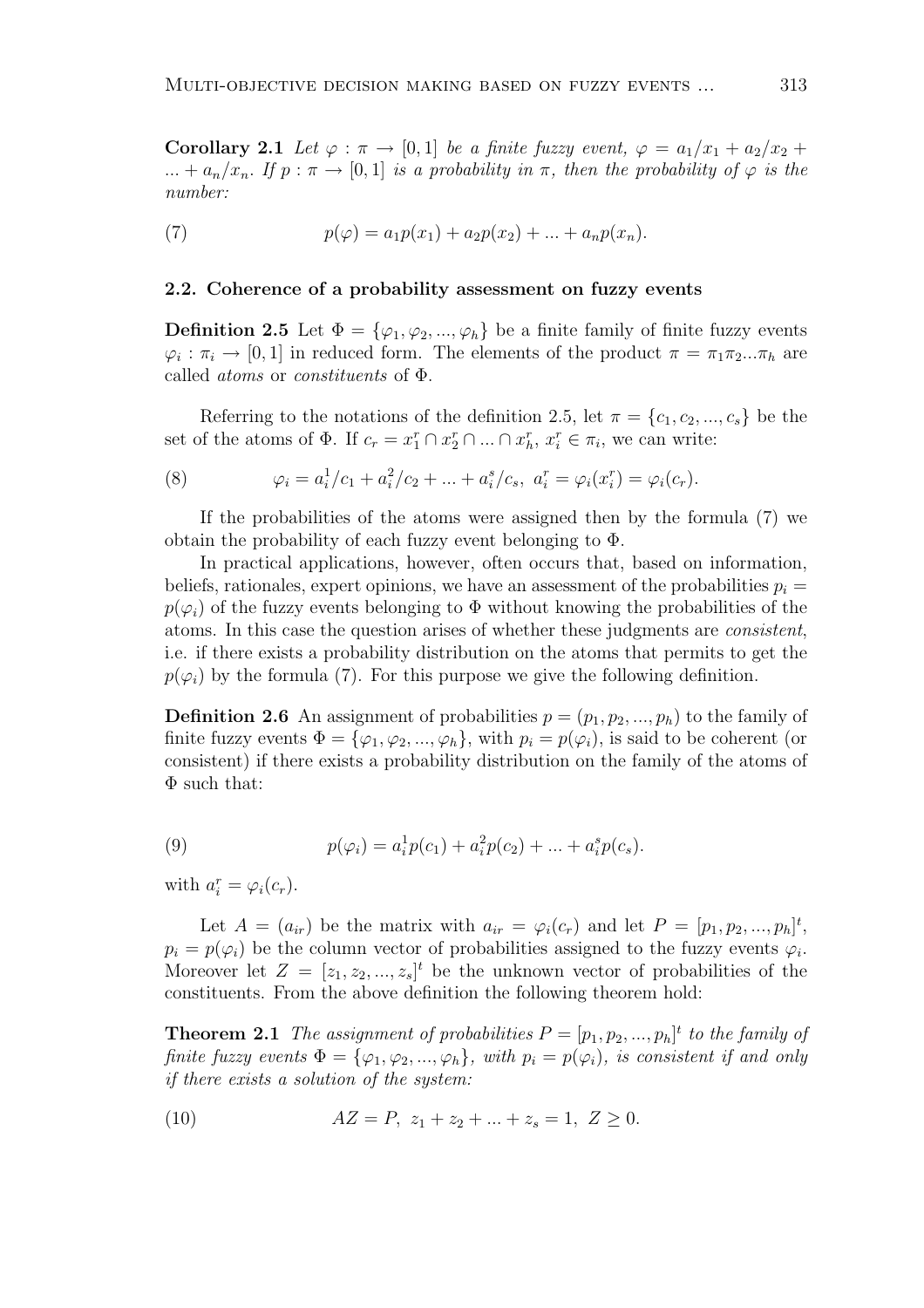**Corollary 2.1** *Let $\varphi : \pi \to [0,1]$ be a finite fuzzy event, $\varphi = a_1/x_1 + a_2/x_2 + ... + a_n/x_n$. If $p : \pi \to [0,1]$ is a probability in $\pi$, then the probability of $\varphi$ is the number:*

$$p(\varphi) = a_1 p(x_1) + a_2 p(x_2) + ... + a_n p(x_n). \tag{7}$$

### 2.2. Coherence of a probability assessment on fuzzy events

**Definition 2.5** Let $\Phi = \{\varphi_1, \varphi_2, ..., \varphi_h\}$ be a finite family of finite fuzzy events $\varphi_i : \pi_i \to [0,1]$ in reduced form. The elements of the product $\pi = \pi_1 \pi_2 ... \pi_h$ are called *atoms* or *constituents* of $\Phi$.

Referring to the notations of the definition 2.5, let $\pi = \{c_1, c_2, ..., c_s\}$ be the set of the atoms of $\Phi$. If $c_r = x_1^r \cap x_2^r \cap ... \cap x_h^r$, $x_i^r \in \pi_i$, we can write:

$$\varphi_i = a_i^1/c_1 + a_i^2/c_2 + ... + a_i^s/c_s, \; a_i^r = \varphi_i(x_i^r) = \varphi_i(c_r). \tag{8}$$

If the probabilities of the atoms were assigned then by the formula (7) we obtain the probability of each fuzzy event belonging to $\Phi$.

In practical applications, however, often occurs that, based on information, beliefs, rationales, expert opinions, we have an assessment of the probabilities $p_i = p(\varphi_i)$ of the fuzzy events belonging to $\Phi$ without knowing the probabilities of the atoms. In this case the question arises of whether these judgments are *consistent*, i.e. if there exists a probability distribution on the atoms that permits to get the $p(\varphi_i)$ by the formula (7). For this purpose we give the following definition.

**Definition 2.6** An assignment of probabilities $p = (p_1, p_2, ..., p_h)$ to the family of finite fuzzy events $\Phi = \{\varphi_1, \varphi_2, ..., \varphi_h\}$, with $p_i = p(\varphi_i)$, is said to be coherent (or consistent) if there exists a probability distribution on the family of the atoms of $\Phi$ such that:

$$p(\varphi_i) = a_i^1 p(c_1) + a_i^2 p(c_2) + ... + a_i^s p(c_s). \tag{9}$$

with $a_i^r = \varphi_i(c_r)$.

Let $A = (a_{ir})$ be the matrix with $a_{ir} = \varphi_i(c_r)$ and let $P = [p_1, p_2, ..., p_h]^t$, $p_i = p(\varphi_i)$ be the column vector of probabilities assigned to the fuzzy events $\varphi_i$. Moreover let $Z = [z_1, z_2, ..., z_s]^t$ be the unknown vector of probabilities of the constituents. From the above definition the following theorem hold:

**Theorem 2.1** *The assignment of probabilities $P = [p_1, p_2, ..., p_h]^t$ to the family of finite fuzzy events $\Phi = \{\varphi_1, \varphi_2, ..., \varphi_h\}$, with $p_i = p(\varphi_i)$, is consistent if and only if there exists a solution of the system:*

$$AZ = P, \; z_1 + z_2 + ... + z_s = 1, \; Z \geq 0. \tag{10}$$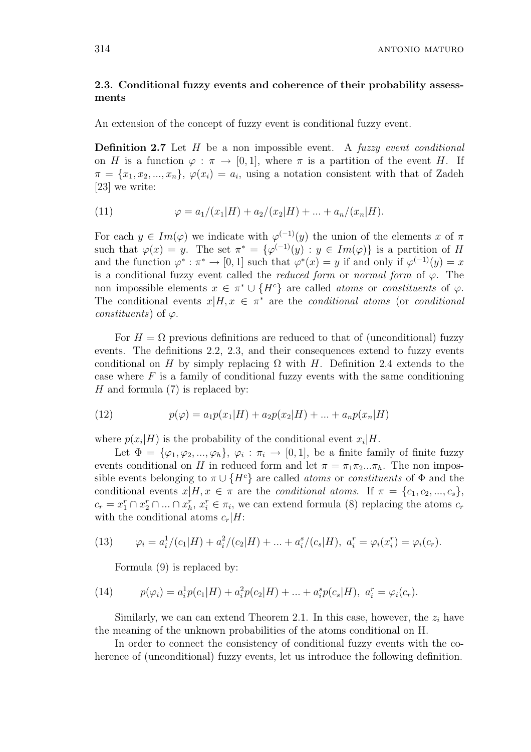### 2.3. Conditional fuzzy events and coherence of their probability assessments

An extension of the concept of fuzzy event is conditional fuzzy event.

**Definition 2.7** Let $H$ be a non impossible event. A *fuzzy event conditional* on $H$ is a function $\varphi : \pi \to [0,1]$, where $\pi$ is a partition of the event $H$. If $\pi = \{x_1, x_2, ..., x_n\}$, $\varphi(x_i) = a_i$, using a notation consistent with that of Zadeh [23] we write:

$$\varphi = a_1/(x_1|H) + a_2/(x_2|H) + ... + a_n/(x_n|H). \tag{11}$$

For each $y \in Im(\varphi)$ we indicate with $\varphi^{(-1)}(y)$ the union of the elements $x$ of $\pi$ such that $\varphi(x) = y$. The set $\pi^* = \{\varphi^{(-1)}(y) : y \in Im(\varphi)\}$ is a partition of $H$ and the function $\varphi^* : \pi^* \to [0,1]$ such that $\varphi^*(x) = y$ if and only if $\varphi^{(-1)}(y) = x$ is a conditional fuzzy event called the *reduced form* or *normal form* of $\varphi$. The non impossible elements $x \in \pi^* \cup \{H^c\}$ are called *atoms* or *constituents* of $\varphi$. The conditional events $x|H, x \in \pi^*$ are the *conditional atoms* (or *conditional constituents*) of $\varphi$.

For $H = \Omega$ previous definitions are reduced to that of (unconditional) fuzzy events. The definitions 2.2, 2.3, and their consequences extend to fuzzy events conditional on $H$ by simply replacing $\Omega$ with $H$. Definition 2.4 extends to the case where $F$ is a family of conditional fuzzy events with the same conditioning $H$ and formula (7) is replaced by:

$$p(\varphi) = a_1 p(x_1|H) + a_2 p(x_2|H) + ... + a_n p(x_n|H) \tag{12}$$

where $p(x_i|H)$ is the probability of the conditional event $x_i|H$.

Let $\Phi = \{\varphi_1, \varphi_2, ..., \varphi_h\}$, $\varphi_i : \pi_i \to [0,1]$, be a finite family of finite fuzzy events conditional on $H$ in reduced form and let $\pi = \pi_1\pi_2...\pi_h$. The non impossible events belonging to $\pi \cup \{H^c\}$ are called *atoms* or *constituents* of $\Phi$ and the conditional events $x|H, x \in \pi$ are the *conditional atoms*. If $\pi = \{c_1, c_2, ..., c_s\}$, $c_r = x_1^r \cap x_2^r \cap ... \cap x_h^r$, $x_i^r \in \pi_i$, we can extend formula (8) replacing the atoms $c_r$ with the conditional atoms $c_r|H$:

$$\varphi_i = a_i^1/(c_1|H) + a_i^2/(c_2|H) + ... + a_i^s/(c_s|H),\ a_i^r = \varphi_i(x_i^r) = \varphi_i(c_r). \tag{13}$$

Formula (9) is replaced by:

$$p(\varphi_i) = a_i^1 p(c_1|H) + a_i^2 p(c_2|H) + ... + a_i^s p(c_s|H),\ a_i^r = \varphi_i(c_r). \tag{14}$$

Similarly, we can can extend Theorem 2.1. In this case, however, the $z_i$ have the meaning of the unknown probabilities of the atoms conditional on H.

In order to connect the consistency of conditional fuzzy events with the coherence of (unconditional) fuzzy events, let us introduce the following definition.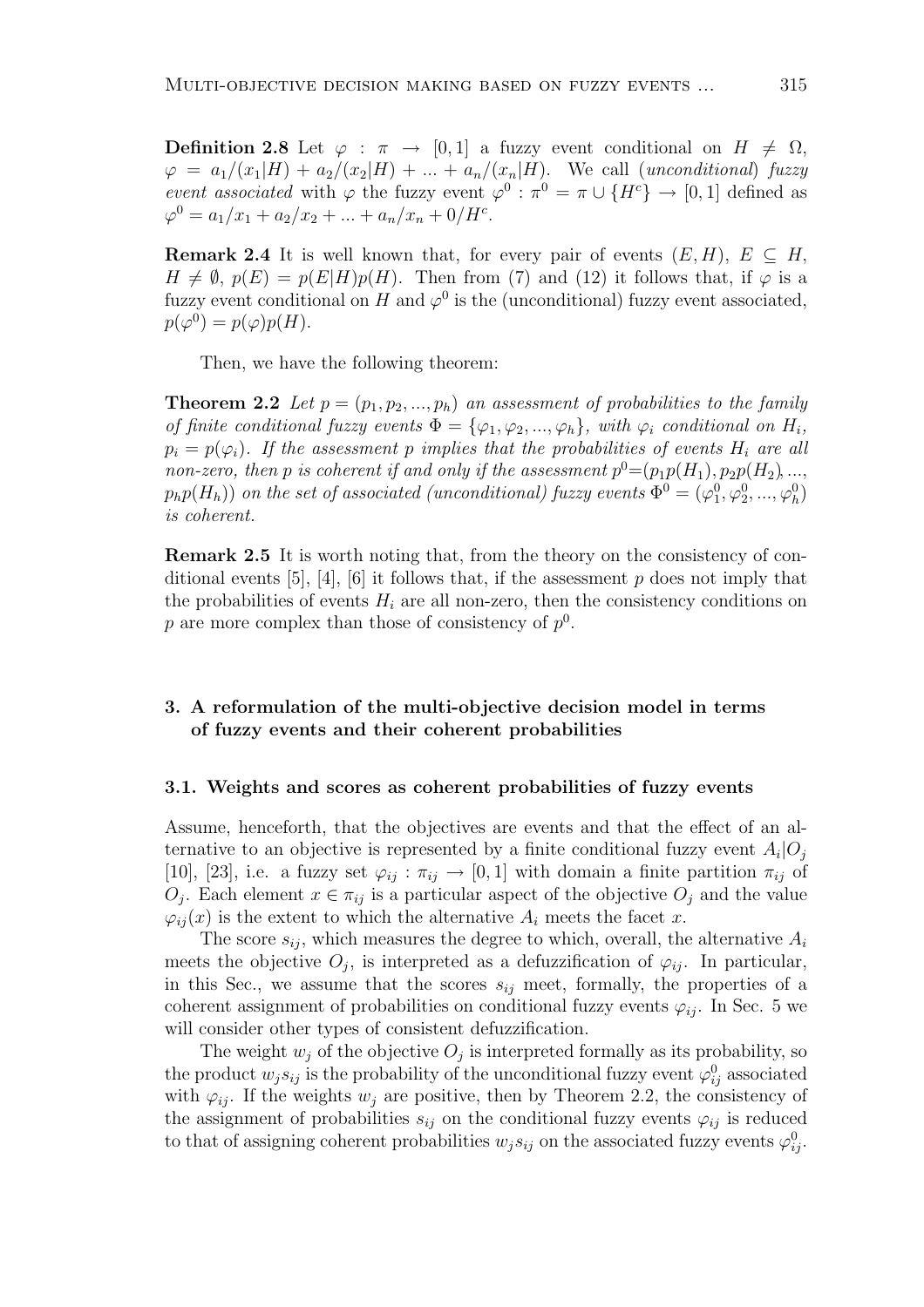**Definition 2.8** Let $\varphi : \pi \to [0,1]$ a fuzzy event conditional on $H \neq \Omega$, $\varphi = a_1/(x_1|H) + a_2/(x_2|H) + ... + a_n/(x_n|H)$. We call (*unconditional*) *fuzzy event associated* with $\varphi$ the fuzzy event $\varphi^0 : \pi^0 = \pi \cup \{H^c\} \to [0,1]$ defined as $\varphi^0 = a_1/x_1 + a_2/x_2 + ... + a_n/x_n + 0/H^c$.

**Remark 2.4** It is well known that, for every pair of events $(E, H)$, $E \subseteq H$, $H \neq \emptyset$, $p(E) = p(E|H)p(H)$. Then from (7) and (12) it follows that, if $\varphi$ is a fuzzy event conditional on $H$ and $\varphi^0$ is the (unconditional) fuzzy event associated, $p(\varphi^0) = p(\varphi)p(H)$.

Then, we have the following theorem:

**Theorem 2.2** *Let $p = (p_1, p_2, ..., p_h)$ an assessment of probabilities to the family of finite conditional fuzzy events $\Phi = \{\varphi_1, \varphi_2, ..., \varphi_h\}$, with $\varphi_i$ conditional on $H_i$, $p_i = p(\varphi_i)$. If the assessment $p$ implies that the probabilities of events $H_i$ are all non-zero, then $p$ is coherent if and only if the assessment $p^0 = (p_1 p(H_1), p_2 p(H_2), ..., p_h p(H_h))$ on the set of associated (unconditional) fuzzy events $\Phi^0 = (\varphi_1^0, \varphi_2^0, ..., \varphi_h^0)$ is coherent.*

**Remark 2.5** It is worth noting that, from the theory on the consistency of conditional events [5], [4], [6] it follows that, if the assessment $p$ does not imply that the probabilities of events $H_i$ are all non-zero, then the consistency conditions on $p$ are more complex than those of consistency of $p^0$.

## 3. A reformulation of the multi-objective decision model in terms of fuzzy events and their coherent probabilities

### 3.1. Weights and scores as coherent probabilities of fuzzy events

Assume, henceforth, that the objectives are events and that the effect of an alternative to an objective is represented by a finite conditional fuzzy event $A_i|O_j$ [10], [23], i.e. a fuzzy set $\varphi_{ij} : \pi_{ij} \to [0,1]$ with domain a finite partition $\pi_{ij}$ of $O_j$. Each element $x \in \pi_{ij}$ is a particular aspect of the objective $O_j$ and the value $\varphi_{ij}(x)$ is the extent to which the alternative $A_i$ meets the facet $x$.

The score $s_{ij}$, which measures the degree to which, overall, the alternative $A_i$ meets the objective $O_j$, is interpreted as a defuzzification of $\varphi_{ij}$. In particular, in this Sec., we assume that the scores $s_{ij}$ meet, formally, the properties of a coherent assignment of probabilities on conditional fuzzy events $\varphi_{ij}$. In Sec. 5 we will consider other types of consistent defuzzification.

The weight $w_j$ of the objective $O_j$ is interpreted formally as its probability, so the product $w_j s_{ij}$ is the probability of the unconditional fuzzy event $\varphi_{ij}^0$ associated with $\varphi_{ij}$. If the weights $w_j$ are positive, then by Theorem 2.2, the consistency of the assignment of probabilities $s_{ij}$ on the conditional fuzzy events $\varphi_{ij}$ is reduced to that of assigning coherent probabilities $w_j s_{ij}$ on the associated fuzzy events $\varphi_{ij}^0$.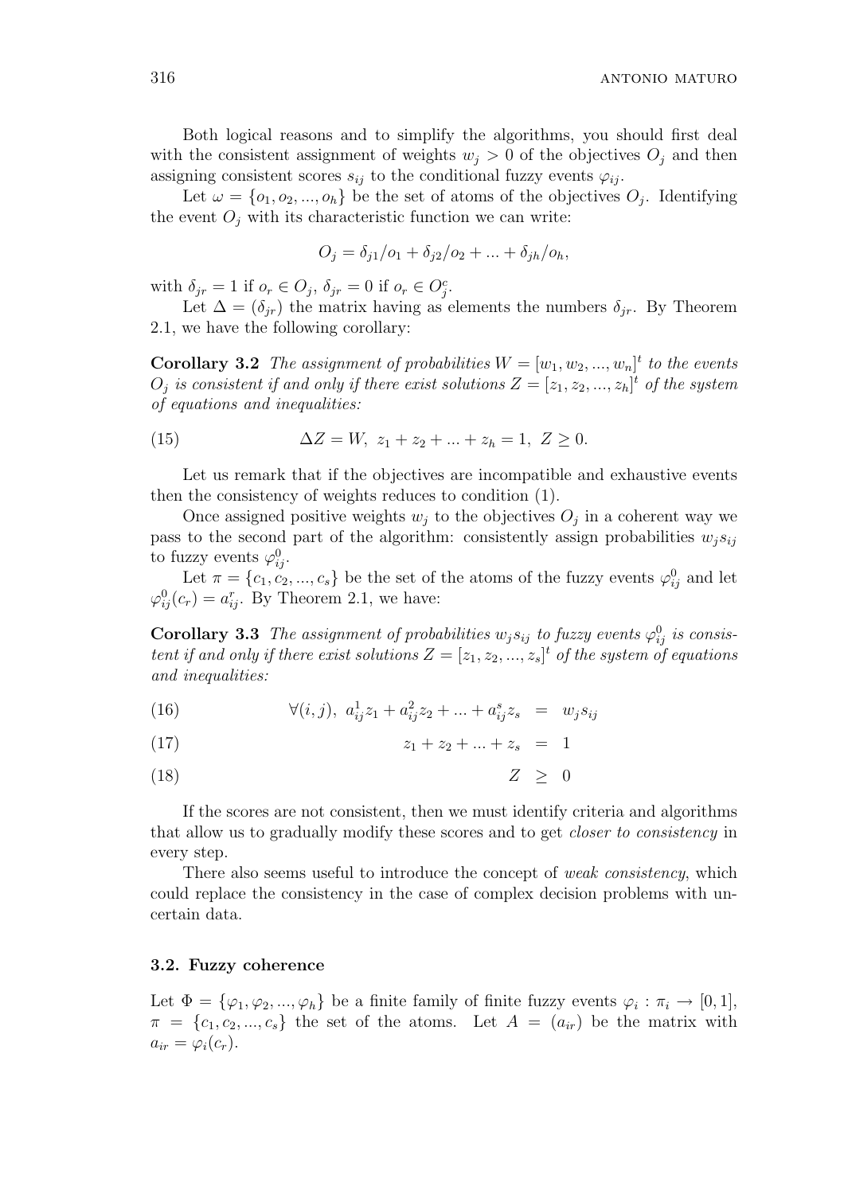Both logical reasons and to simplify the algorithms, you should first deal with the consistent assignment of weights $w_j > 0$ of the objectives $O_j$ and then assigning consistent scores $s_{ij}$ to the conditional fuzzy events $\varphi_{ij}$.

Let $\omega = \{o_1, o_2, ..., o_h\}$ be the set of atoms of the objectives $O_j$. Identifying the event $O_j$ with its characteristic function we can write:

$$O_j = \delta_{j1}/o_1 + \delta_{j2}/o_2 + ... + \delta_{jh}/o_h,$$

with $\delta_{jr} = 1$ if $o_r \in O_j$, $\delta_{jr} = 0$ if $o_r \in O_j^c$.

Let $\Delta = (\delta_{jr})$ the matrix having as elements the numbers $\delta_{jr}$. By Theorem 2.1, we have the following corollary:

**Corollary 3.2** *The assignment of probabilities $W = [w_1, w_2, ..., w_n]^t$ to the events $O_j$ is consistent if and only if there exist solutions $Z = [z_1, z_2, ..., z_h]^t$ of the system of equations and inequalities:*

$$\Delta Z = W, \; z_1 + z_2 + ... + z_h = 1, \; Z \geq 0. \tag{15}$$

Let us remark that if the objectives are incompatible and exhaustive events then the consistency of weights reduces to condition (1).

Once assigned positive weights $w_j$ to the objectives $O_j$ in a coherent way we pass to the second part of the algorithm: consistently assign probabilities $w_j s_{ij}$ to fuzzy events $\varphi_{ij}^0$.

Let $\pi = \{c_1, c_2, ..., c_s\}$ be the set of the atoms of the fuzzy events $\varphi_{ij}^0$ and let $\varphi_{ij}^0(c_r) = a_{ij}^r$. By Theorem 2.1, we have:

**Corollary 3.3** *The assignment of probabilities $w_j s_{ij}$ to fuzzy events $\varphi_{ij}^0$ is consistent if and only if there exist solutions $Z = [z_1, z_2, ..., z_s]^t$ of the system of equations and inequalities:*

$$\forall (i,j), \; a_{ij}^1 z_1 + a_{ij}^2 z_2 + ... + a_{ij}^s z_s = w_j s_{ij} \tag{16}$$

$$z_1 + z_2 + ... + z_s = 1 \tag{17}$$

$$Z \geq 0 \tag{18}$$

If the scores are not consistent, then we must identify criteria and algorithms that allow us to gradually modify these scores and to get *closer to consistency* in every step.

There also seems useful to introduce the concept of *weak consistency*, which could replace the consistency in the case of complex decision problems with uncertain data.

### 3.2. Fuzzy coherence

Let $\Phi = \{\varphi_1, \varphi_2, ..., \varphi_h\}$ be a finite family of finite fuzzy events $\varphi_i : \pi_i \to [0,1]$, $\pi = \{c_1, c_2, ..., c_s\}$ the set of the atoms. Let $A = (a_{ir})$ be the matrix with $a_{ir} = \varphi_i(c_r)$.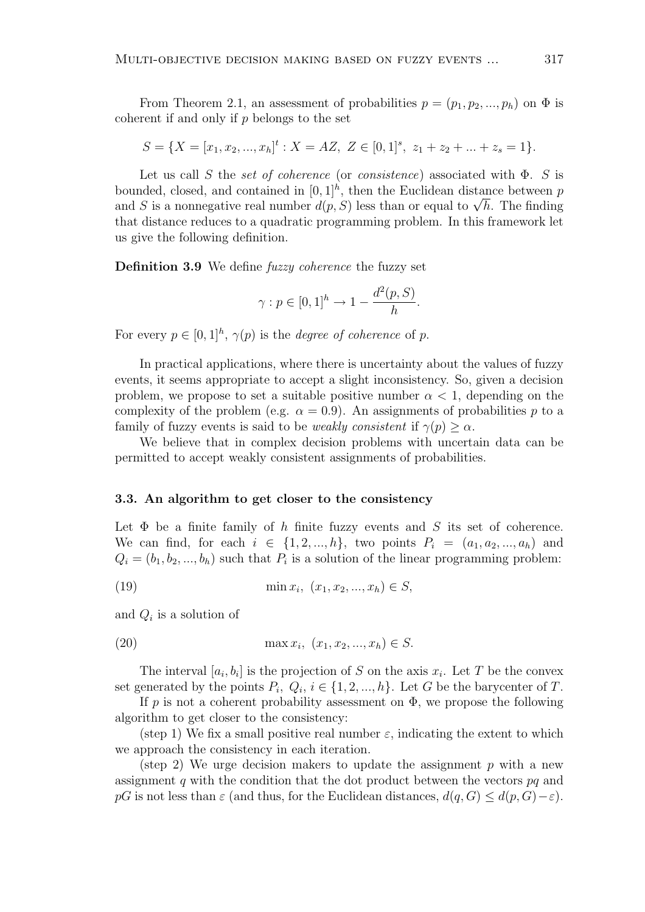From Theorem 2.1, an assessment of probabilities $p = (p_1, p_2, ..., p_h)$ on $\Phi$ is coherent if and only if $p$ belongs to the set

$$S = \{X = [x_1, x_2, ..., x_h]^t : X = AZ,\ Z \in [0,1]^s,\ z_1 + z_2 + ... + z_s = 1\}.$$

Let us call $S$ the *set of coherence* (or *consistence*) associated with $\Phi$. $S$ is bounded, closed, and contained in $[0,1]^h$, then the Euclidean distance between $p$ and $S$ is a nonnegative real number $d(p, S)$ less than or equal to $\sqrt{h}$. The finding that distance reduces to a quadratic programming problem. In this framework let us give the following definition.

**Definition 3.9** We define *fuzzy coherence* the fuzzy set

$$\gamma : p \in [0,1]^h \to 1 - \frac{d^2(p, S)}{h}.$$

For every $p \in [0,1]^h$, $\gamma(p)$ is the *degree of coherence* of $p$.

In practical applications, where there is uncertainty about the values of fuzzy events, it seems appropriate to accept a slight inconsistency. So, given a decision problem, we propose to set a suitable positive number $\alpha < 1$, depending on the complexity of the problem (e.g. $\alpha = 0.9$). An assignments of probabilities $p$ to a family of fuzzy events is said to be *weakly consistent* if $\gamma(p) \geq \alpha$.

We believe that in complex decision problems with uncertain data can be permitted to accept weakly consistent assignments of probabilities.

### 3.3. An algorithm to get closer to the consistency

Let $\Phi$ be a finite family of $h$ finite fuzzy events and $S$ its set of coherence. We can find, for each $i \in \{1, 2, ..., h\}$, two points $P_i = (a_1, a_2, ..., a_h)$ and $Q_i = (b_1, b_2, ..., b_h)$ such that $P_i$ is a solution of the linear programming problem:

$$\min x_i,\ (x_1, x_2, ..., x_h) \in S, \tag{19}$$

and $Q_i$ is a solution of

$$\max x_i,\ (x_1, x_2, ..., x_h) \in S. \tag{20}$$

The interval $[a_i, b_i]$ is the projection of $S$ on the axis $x_i$. Let $T$ be the convex set generated by the points $P_i$, $Q_i$, $i \in \{1, 2, ..., h\}$. Let $G$ be the barycenter of $T$.

If $p$ is not a coherent probability assessment on $\Phi$, we propose the following algorithm to get closer to the consistency:

(step 1) We fix a small positive real number $\varepsilon$, indicating the extent to which we approach the consistency in each iteration.

(step 2) We urge decision makers to update the assignment $p$ with a new assignment $q$ with the condition that the dot product between the vectors $pq$ and $pG$ is not less than $\varepsilon$ (and thus, for the Euclidean distances, $d(q, G) \leq d(p, G) - \varepsilon$).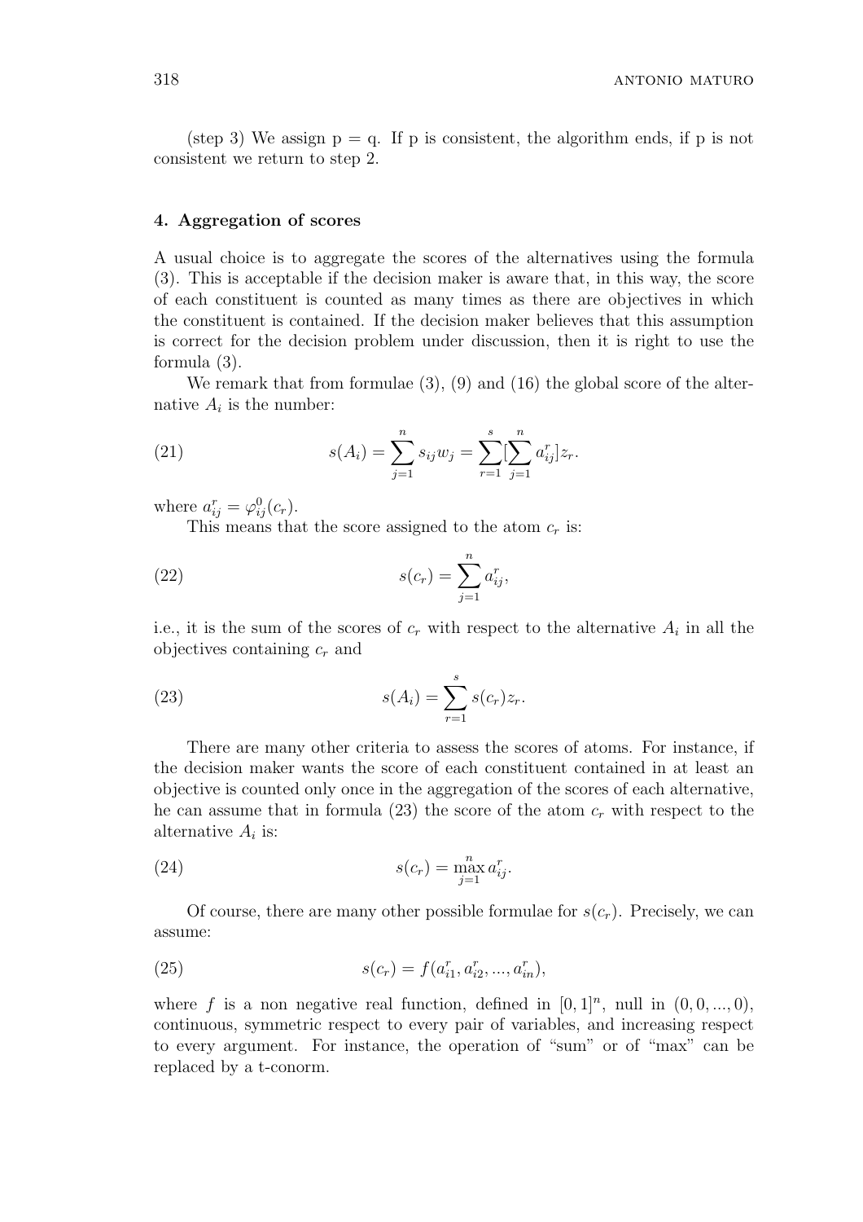(step 3) We assign p = q. If p is consistent, the algorithm ends, if p is not consistent we return to step 2.

## 4. Aggregation of scores

A usual choice is to aggregate the scores of the alternatives using the formula (3). This is acceptable if the decision maker is aware that, in this way, the score of each constituent is counted as many times as there are objectives in which the constituent is contained. If the decision maker believes that this assumption is correct for the decision problem under discussion, then it is right to use the formula (3).

We remark that from formulae (3), (9) and (16) the global score of the alternative $A_i$ is the number:

$$s(A_i) = \sum_{j=1}^{n} s_{ij} w_j = \sum_{r=1}^{s} [\sum_{j=1}^{n} a_{ij}^r] z_r. \tag{21}$$

where $a_{ij}^r = \varphi_{ij}^0(c_r)$.

This means that the score assigned to the atom $c_r$ is:

$$s(c_r) = \sum_{j=1}^{n} a_{ij}^r, \tag{22}$$

i.e., it is the sum of the scores of $c_r$ with respect to the alternative $A_i$ in all the objectives containing $c_r$ and

$$s(A_i) = \sum_{r=1}^{s} s(c_r) z_r. \tag{23}$$

There are many other criteria to assess the scores of atoms. For instance, if the decision maker wants the score of each constituent contained in at least an objective is counted only once in the aggregation of the scores of each alternative, he can assume that in formula (23) the score of the atom $c_r$ with respect to the alternative $A_i$ is:

$$s(c_r) = \max_{j=1}^{n} a_{ij}^r. \tag{24}$$

Of course, there are many other possible formulae for $s(c_r)$. Precisely, we can assume:

$$s(c_r) = f(a_{i1}^r, a_{i2}^r, ..., a_{in}^r), \tag{25}$$

where $f$ is a non negative real function, defined in $[0, 1]^n$, null in $(0, 0, ..., 0)$, continuous, symmetric respect to every pair of variables, and increasing respect to every argument. For instance, the operation of "sum" or of "max" can be replaced by a t-conorm.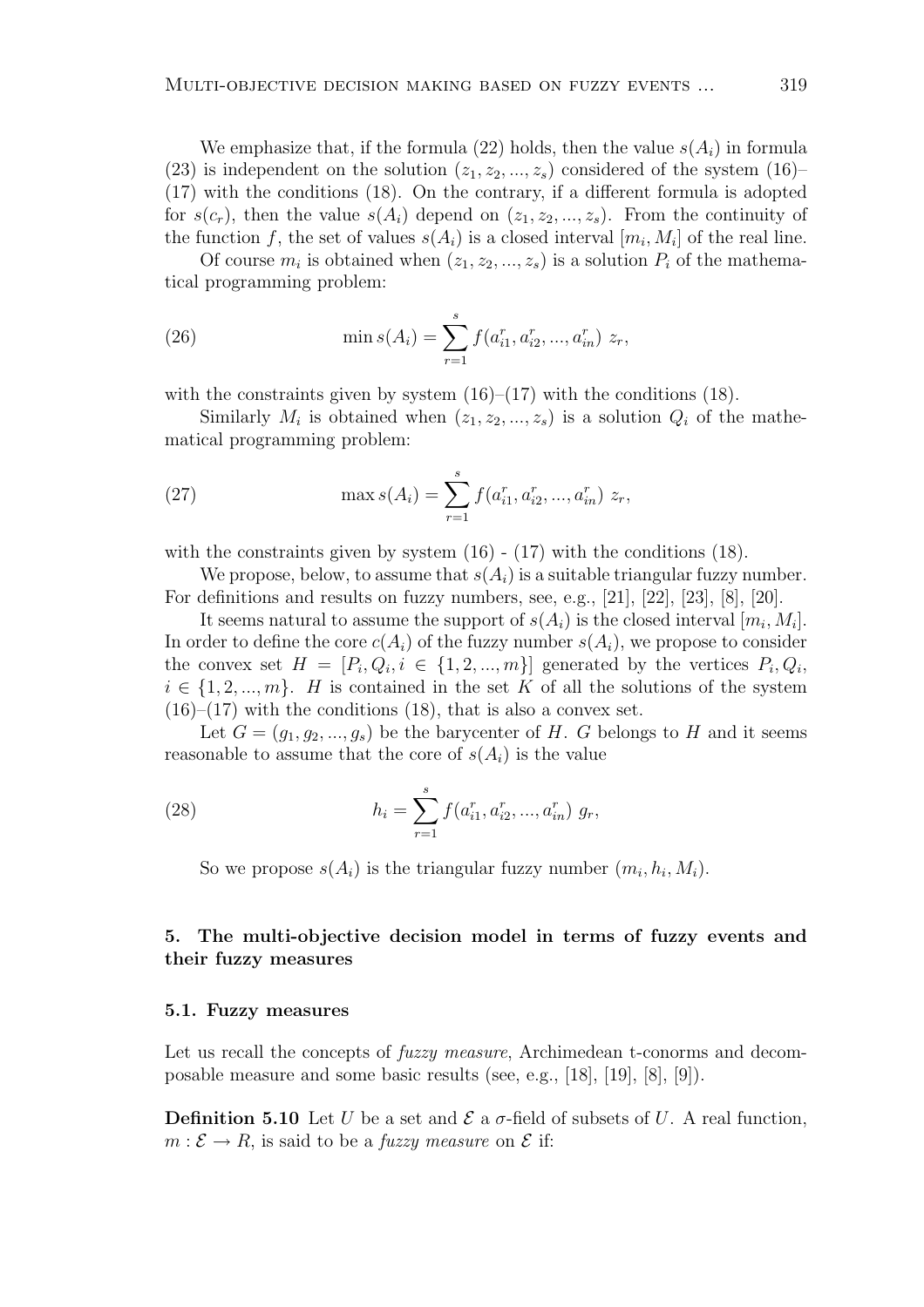We emphasize that, if the formula (22) holds, then the value $s(A_i)$ in formula (23) is independent on the solution $(z_1, z_2, ..., z_s)$ considered of the system (16)–(17) with the conditions (18). On the contrary, if a different formula is adopted for $s(c_r)$, then the value $s(A_i)$ depend on $(z_1, z_2, ..., z_s)$. From the continuity of the function $f$, the set of values $s(A_i)$ is a closed interval $[m_i, M_i]$ of the real line.

Of course $m_i$ is obtained when $(z_1, z_2, ..., z_s)$ is a solution $P_i$ of the mathematical programming problem:

$$\min s(A_i) = \sum_{r=1}^{s} f(a_{i1}^r, a_{i2}^r, ..., a_{in}^r)\ z_r, \tag{26}$$

with the constraints given by system (16)–(17) with the conditions (18).

Similarly $M_i$ is obtained when $(z_1, z_2, ..., z_s)$ is a solution $Q_i$ of the mathematical programming problem:

$$\max s(A_i) = \sum_{r=1}^{s} f(a_{i1}^r, a_{i2}^r, ..., a_{in}^r)\ z_r, \tag{27}$$

with the constraints given by system (16) - (17) with the conditions (18).

We propose, below, to assume that $s(A_i)$ is a suitable triangular fuzzy number. For definitions and results on fuzzy numbers, see, e.g., [21], [22], [23], [8], [20].

It seems natural to assume the support of $s(A_i)$ is the closed interval $[m_i, M_i]$. In order to define the core $c(A_i)$ of the fuzzy number $s(A_i)$, we propose to consider the convex set $H = [P_i, Q_i, i \in \{1, 2, ..., m\}]$ generated by the vertices $P_i, Q_i$, $i \in \{1, 2, ..., m\}$. $H$ is contained in the set $K$ of all the solutions of the system (16)–(17) with the conditions (18), that is also a convex set.

Let $G = (g_1, g_2, ..., g_s)$ be the barycenter of $H$. $G$ belongs to $H$ and it seems reasonable to assume that the core of $s(A_i)$ is the value

$$h_i = \sum_{r=1}^{s} f(a_{i1}^r, a_{i2}^r, ..., a_{in}^r)\ g_r, \tag{28}$$

So we propose $s(A_i)$ is the triangular fuzzy number $(m_i, h_i, M_i)$.

## 5. The multi-objective decision model in terms of fuzzy events and their fuzzy measures

### 5.1. Fuzzy measures

Let us recall the concepts of *fuzzy measure*, Archimedean t-conorms and decomposable measure and some basic results (see, e.g., [18], [19], [8], [9]).

**Definition 5.10** Let $U$ be a set and $\mathcal{E}$ a $\sigma$-field of subsets of $U$. A real function, $m : \mathcal{E} \to R$, is said to be a *fuzzy measure* on $\mathcal{E}$ if: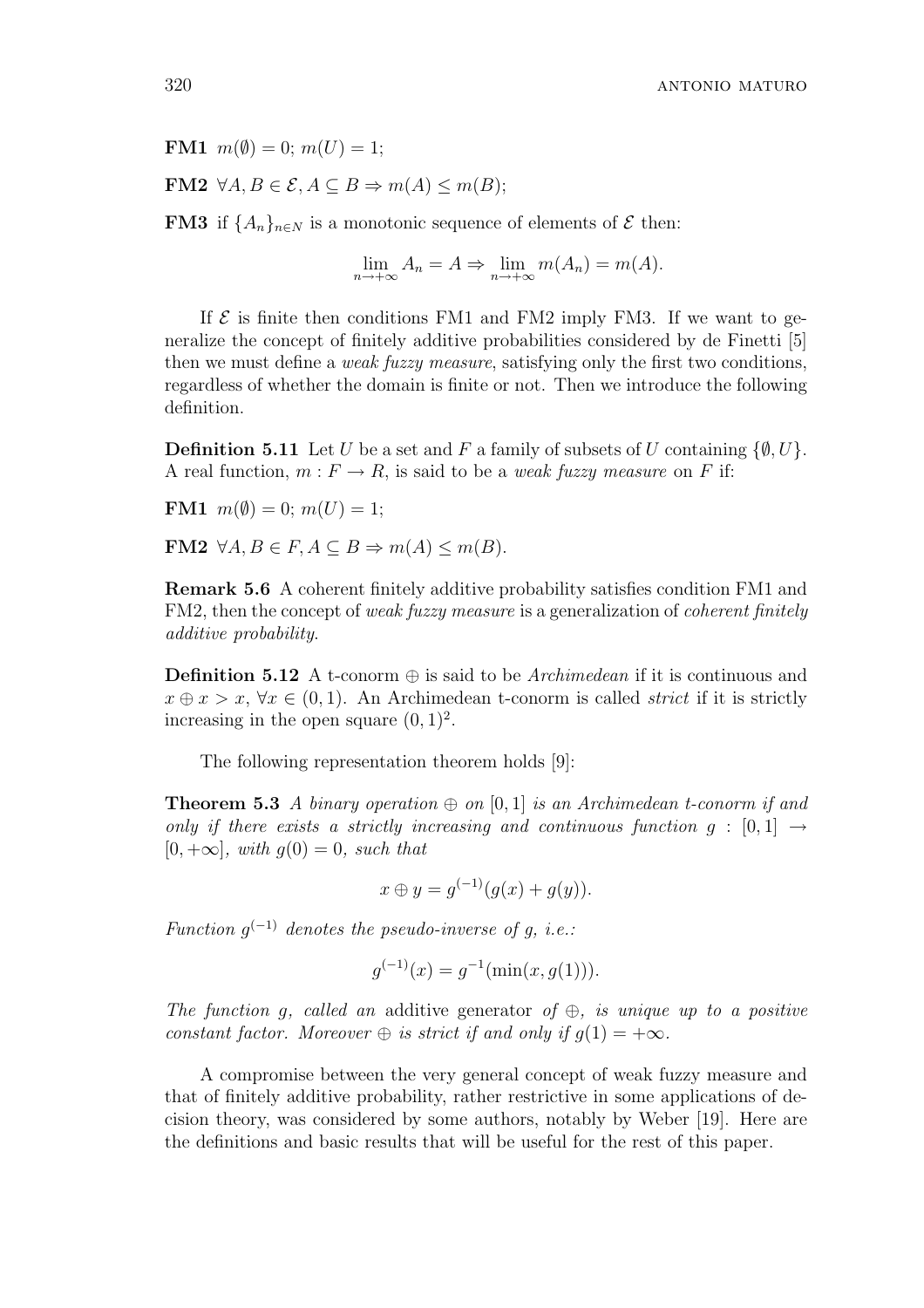**FM1** $m(\emptyset) = 0$; $m(U) = 1$;

**FM2** $\forall A, B \in \mathcal{E}, A \subseteq B \Rightarrow m(A) \leq m(B)$;

**FM3** if $\{A_n\}_{n \in N}$ is a monotonic sequence of elements of $\mathcal{E}$ then:

$$\lim_{n \to +\infty} A_n = A \Rightarrow \lim_{n \to +\infty} m(A_n) = m(A).$$

If $\mathcal{E}$ is finite then conditions FM1 and FM2 imply FM3. If we want to generalize the concept of finitely additive probabilities considered by de Finetti [5] then we must define a *weak fuzzy measure*, satisfying only the first two conditions, regardless of whether the domain is finite or not. Then we introduce the following definition.

**Definition 5.11** Let $U$ be a set and $F$ a family of subsets of $U$ containing $\{\emptyset, U\}$. A real function, $m : F \to R$, is said to be a *weak fuzzy measure* on $F$ if:

**FM1** $m(\emptyset) = 0$; $m(U) = 1$;

**FM2** $\forall A, B \in F, A \subseteq B \Rightarrow m(A) \leq m(B)$.

**Remark 5.6** A coherent finitely additive probability satisfies condition FM1 and FM2, then the concept of *weak fuzzy measure* is a generalization of *coherent finitely additive probability*.

**Definition 5.12** A t-conorm $\oplus$ is said to be *Archimedean* if it is continuous and $x \oplus x > x$, $\forall x \in (0, 1)$. An Archimedean t-conorm is called *strict* if it is strictly increasing in the open square $(0, 1)^2$.

The following representation theorem holds [9]:

**Theorem 5.3** *A binary operation $\oplus$ on $[0, 1]$ is an Archimedean t-conorm if and only if there exists a strictly increasing and continuous function $g : [0, 1] \to [0, +\infty]$, with $g(0) = 0$, such that*

$$x \oplus y = g^{(-1)}(g(x) + g(y)).$$

*Function $g^{(-1)}$ denotes the pseudo-inverse of $g$, i.e.:*

$$g^{(-1)}(x) = g^{-1}(\min(x, g(1))).$$

*The function $g$, called an* additive generator *of $\oplus$, is unique up to a positive constant factor. Moreover $\oplus$ is strict if and only if $g(1) = +\infty$.*

A compromise between the very general concept of weak fuzzy measure and that of finitely additive probability, rather restrictive in some applications of decision theory, was considered by some authors, notably by Weber [19]. Here are the definitions and basic results that will be useful for the rest of this paper.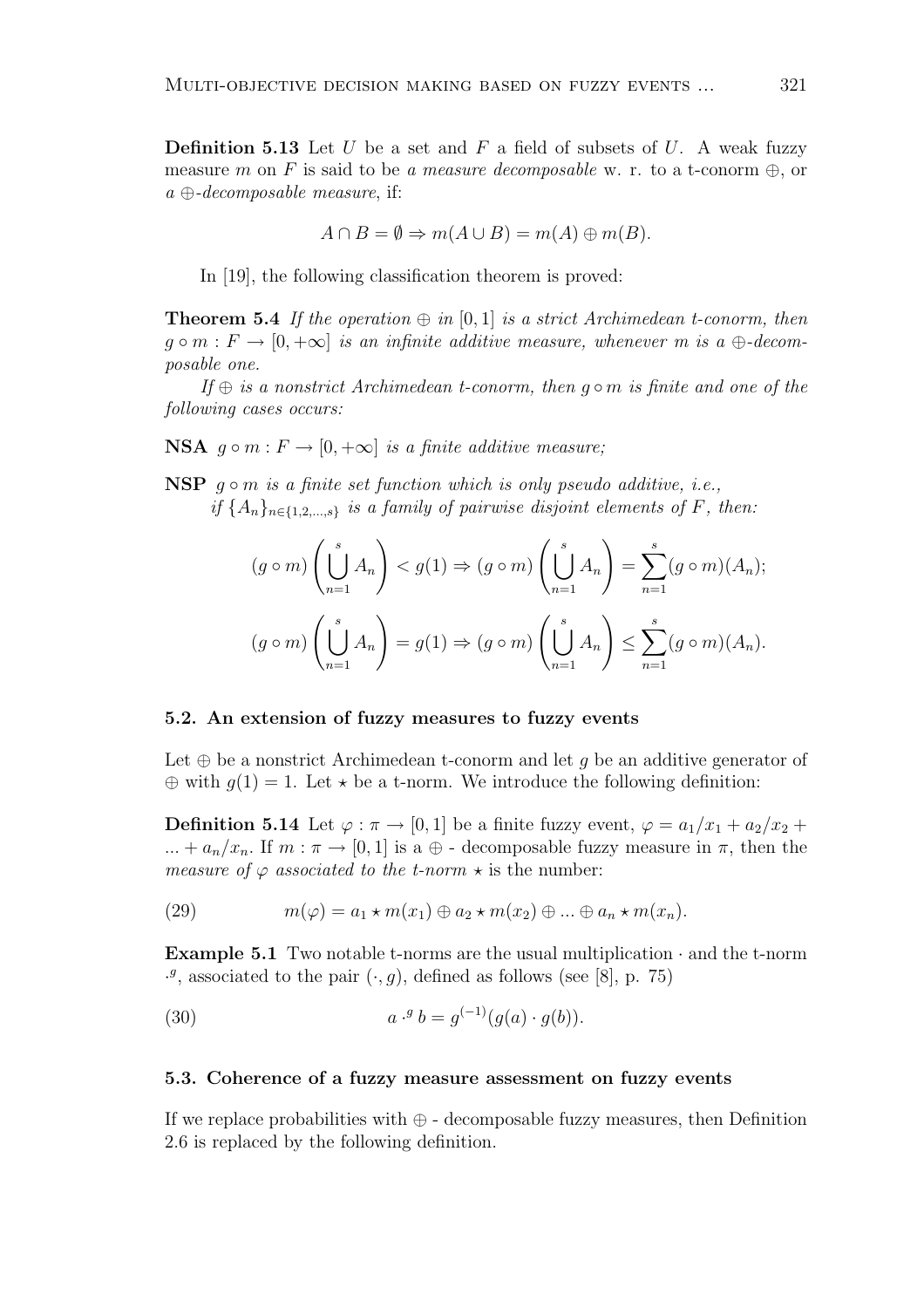**Definition 5.13** Let $U$ be a set and $F$ a field of subsets of $U$. A weak fuzzy measure $m$ on $F$ is said to be *a measure decomposable* w. r. to a t-conorm $\oplus$, or *a $\oplus$-decomposable measure*, if:

$$A \cap B = \emptyset \Rightarrow m(A \cup B) = m(A) \oplus m(B).$$

In [19], the following classification theorem is proved:

**Theorem 5.4** *If the operation $\oplus$ in $[0,1]$ is a strict Archimedean t-conorm, then $g \circ m : F \to [0, +\infty]$ is an infinite additive measure, whenever $m$ is a $\oplus$-decomposable one.*

*If $\oplus$ is a nonstrict Archimedean t-conorm, then $g \circ m$ is finite and one of the following cases occurs:*

**NSA** *$g \circ m : F \to [0, +\infty]$ is a finite additive measure;*

**NSP** *$g \circ m$ is a finite set function which is only pseudo additive, i.e., if $\{A_n\}_{n \in \{1,2,\ldots,s\}}$ is a family of pairwise disjoint elements of $F$, then:*

$$(g \circ m)\left(\bigcup_{n=1}^{s} A_n\right) < g(1) \Rightarrow (g \circ m)\left(\bigcup_{n=1}^{s} A_n\right) = \sum_{n=1}^{s} (g \circ m)(A_n);$$

$$(g \circ m)\left(\bigcup_{n=1}^{s} A_n\right) = g(1) \Rightarrow (g \circ m)\left(\bigcup_{n=1}^{s} A_n\right) \leq \sum_{n=1}^{s} (g \circ m)(A_n).$$

### 5.2. An extension of fuzzy measures to fuzzy events

Let $\oplus$ be a nonstrict Archimedean t-conorm and let $g$ be an additive generator of $\oplus$ with $g(1) = 1$. Let $\star$ be a t-norm. We introduce the following definition:

**Definition 5.14** Let $\varphi : \pi \to [0,1]$ be a finite fuzzy event, $\varphi = a_1/x_1 + a_2/x_2 + \ldots + a_n/x_n$. If $m : \pi \to [0,1]$ is a $\oplus$ - decomposable fuzzy measure in $\pi$, then the *measure of $\varphi$ associated to the t-norm $\star$* is the number:

$$m(\varphi) = a_1 \star m(x_1) \oplus a_2 \star m(x_2) \oplus \ldots \oplus a_n \star m(x_n). \tag{29}$$

**Example 5.1** Two notable t-norms are the usual multiplication $\cdot$ and the t-norm $\cdot^g$, associated to the pair $(\cdot, g)$, defined as follows (see [8], p. 75)

$$a \cdot^g b = g^{(-1)}(g(a) \cdot g(b)). \tag{30}$$

### 5.3. Coherence of a fuzzy measure assessment on fuzzy events

If we replace probabilities with $\oplus$ - decomposable fuzzy measures, then Definition 2.6 is replaced by the following definition.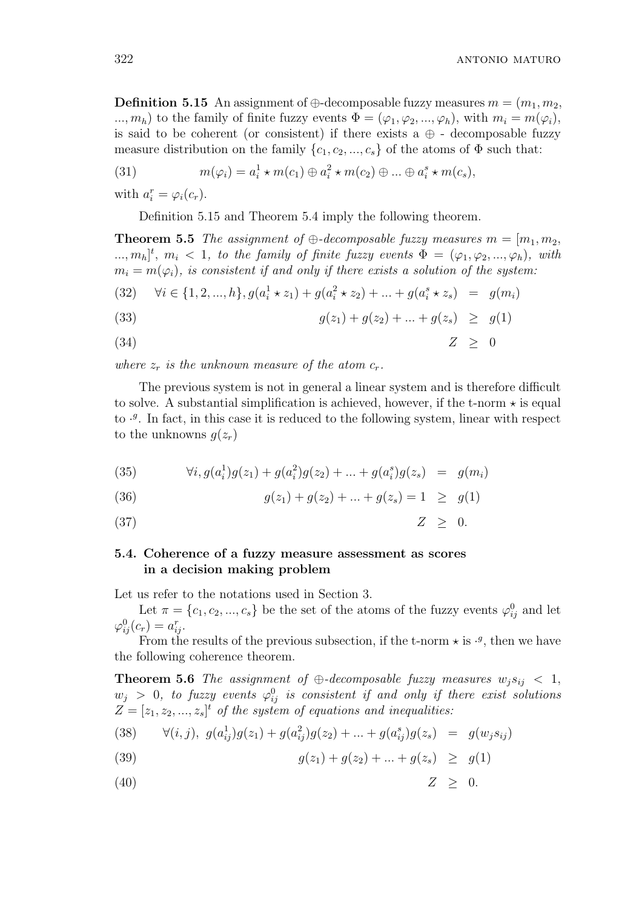**Definition 5.15** An assignment of $\oplus$-decomposable fuzzy measures $m = (m_1, m_2, ..., m_h)$ to the family of finite fuzzy events $\Phi = (\varphi_1, \varphi_2, ..., \varphi_h)$, with $m_i = m(\varphi_i)$, is said to be coherent (or consistent) if there exists a $\oplus$ - decomposable fuzzy measure distribution on the family $\{c_1, c_2, ..., c_s\}$ of the atoms of $\Phi$ such that:

$$m(\varphi_i) = a_i^1 \star m(c_1) \oplus a_i^2 \star m(c_2) \oplus ... \oplus a_i^s \star m(c_s), \tag{31}$$

with $a_i^r = \varphi_i(c_r)$.

Definition 5.15 and Theorem 5.4 imply the following theorem.

**Theorem 5.5** *The assignment of $\oplus$-decomposable fuzzy measures $m = [m_1, m_2, ..., m_h]^t$, $m_i < 1$, to the family of finite fuzzy events $\Phi = (\varphi_1, \varphi_2, ..., \varphi_h)$, with $m_i = m(\varphi_i)$, is consistent if and only if there exists a solution of the system:*

$$\forall i \in \{1, 2, ..., h\}, g(a_i^1 \star z_1) + g(a_i^2 \star z_2) + ... + g(a_i^s \star z_s) \;=\; g(m_i) \tag{32}$$

$$g(z_1) + g(z_2) + ... + g(z_s) \;\geq\; g(1) \tag{33}$$

$$Z \;\geq\; 0 \tag{34}$$

*where $z_r$ is the unknown measure of the atom $c_r$.*

The previous system is not in general a linear system and is therefore difficult to solve. A substantial simplification is achieved, however, if the t-norm $\star$ is equal to $\cdot^g$. In fact, in this case it is reduced to the following system, linear with respect to the unknowns $g(z_r)$

$$\forall i, g(a_i^1)g(z_1) + g(a_i^2)g(z_2) + ... + g(a_i^s)g(z_s) \;=\; g(m_i) \tag{35}$$

$$g(z_1) + g(z_2) + ... + g(z_s) = 1 \;\geq\; g(1) \tag{36}$$

$$Z \;\geq\; 0. \tag{37}$$

### 5.4. Coherence of a fuzzy measure assessment as scores in a decision making problem

Let us refer to the notations used in Section 3.

Let $\pi = \{c_1, c_2, ..., c_s\}$ be the set of the atoms of the fuzzy events $\varphi_{ij}^0$ and let $\varphi_{ij}^0(c_r) = a_{ij}^r$.

From the results of the previous subsection, if the t-norm $\star$ is $\cdot^g$, then we have the following coherence theorem.

**Theorem 5.6** *The assignment of $\oplus$-decomposable fuzzy measures $w_j s_{ij} < 1$, $w_j > 0$, to fuzzy events $\varphi_{ij}^0$ is consistent if and only if there exist solutions $Z = [z_1, z_2, ..., z_s]^t$ of the system of equations and inequalities:*

$$\forall (i,j),\; g(a_{ij}^1)g(z_1) + g(a_{ij}^2)g(z_2) + ... + g(a_{ij}^s)g(z_s) \;=\; g(w_j s_{ij}) \tag{38}$$

$$g(z_1) + g(z_2) + ... + g(z_s) \;\geq\; g(1) \tag{39}$$

$$Z \;\geq\; 0. \tag{40}$$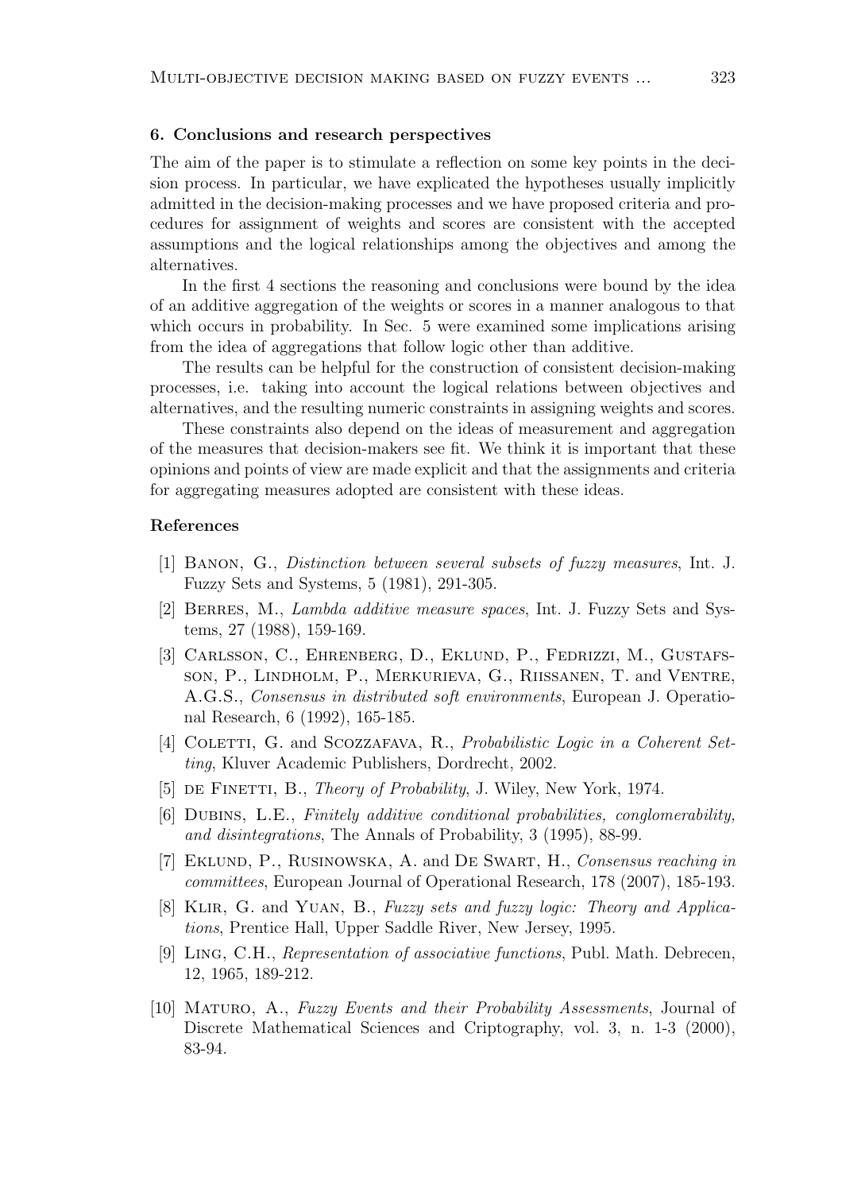## 6. Conclusions and research perspectives

The aim of the paper is to stimulate a reflection on some key points in the decision process. In particular, we have explicated the hypotheses usually implicitly admitted in the decision-making processes and we have proposed criteria and procedures for assignment of weights and scores are consistent with the accepted assumptions and the logical relationships among the objectives and among the alternatives.

In the first 4 sections the reasoning and conclusions were bound by the idea of an additive aggregation of the weights or scores in a manner analogous to that which occurs in probability. In Sec. 5 were examined some implications arising from the idea of aggregations that follow logic other than additive.

The results can be helpful for the construction of consistent decision-making processes, i.e. taking into account the logical relations between objectives and alternatives, and the resulting numeric constraints in assigning weights and scores.

These constraints also depend on the ideas of measurement and aggregation of the measures that decision-makers see fit. We think it is important that these opinions and points of view are made explicit and that the assignments and criteria for aggregating measures adopted are consistent with these ideas.

## References

[1] Banon, G., *Distinction between several subsets of fuzzy measures*, Int. J. Fuzzy Sets and Systems, 5 (1981), 291-305.

[2] Berres, M., *Lambda additive measure spaces*, Int. J. Fuzzy Sets and Systems, 27 (1988), 159-169.

[3] Carlsson, C., Ehrenberg, D., Eklund, P., Fedrizzi, M., Gustafsson, P., Lindholm, P., Merkurieva, G., Riissanen, T. and Ventre, A.G.S., *Consensus in distributed soft environments*, European J. Operational Research, 6 (1992), 165-185.

[4] Coletti, G. and Scozzafava, R., *Probabilistic Logic in a Coherent Setting*, Kluver Academic Publishers, Dordrecht, 2002.

[5] de Finetti, B., *Theory of Probability*, J. Wiley, New York, 1974.

[6] Dubins, L.E., *Finitely additive conditional probabilities, conglomerability, and disintegrations*, The Annals of Probability, 3 (1995), 88-99.

[7] Eklund, P., Rusinowska, A. and De Swart, H., *Consensus reaching in committees*, European Journal of Operational Research, 178 (2007), 185-193.

[8] Klir, G. and Yuan, B., *Fuzzy sets and fuzzy logic: Theory and Applications*, Prentice Hall, Upper Saddle River, New Jersey, 1995.

[9] Ling, C.H., *Representation of associative functions*, Publ. Math. Debrecen, 12, 1965, 189-212.

[10] Maturo, A., *Fuzzy Events and their Probability Assessments*, Journal of Discrete Mathematical Sciences and Criptography, vol. 3, n. 1-3 (2000), 83-94.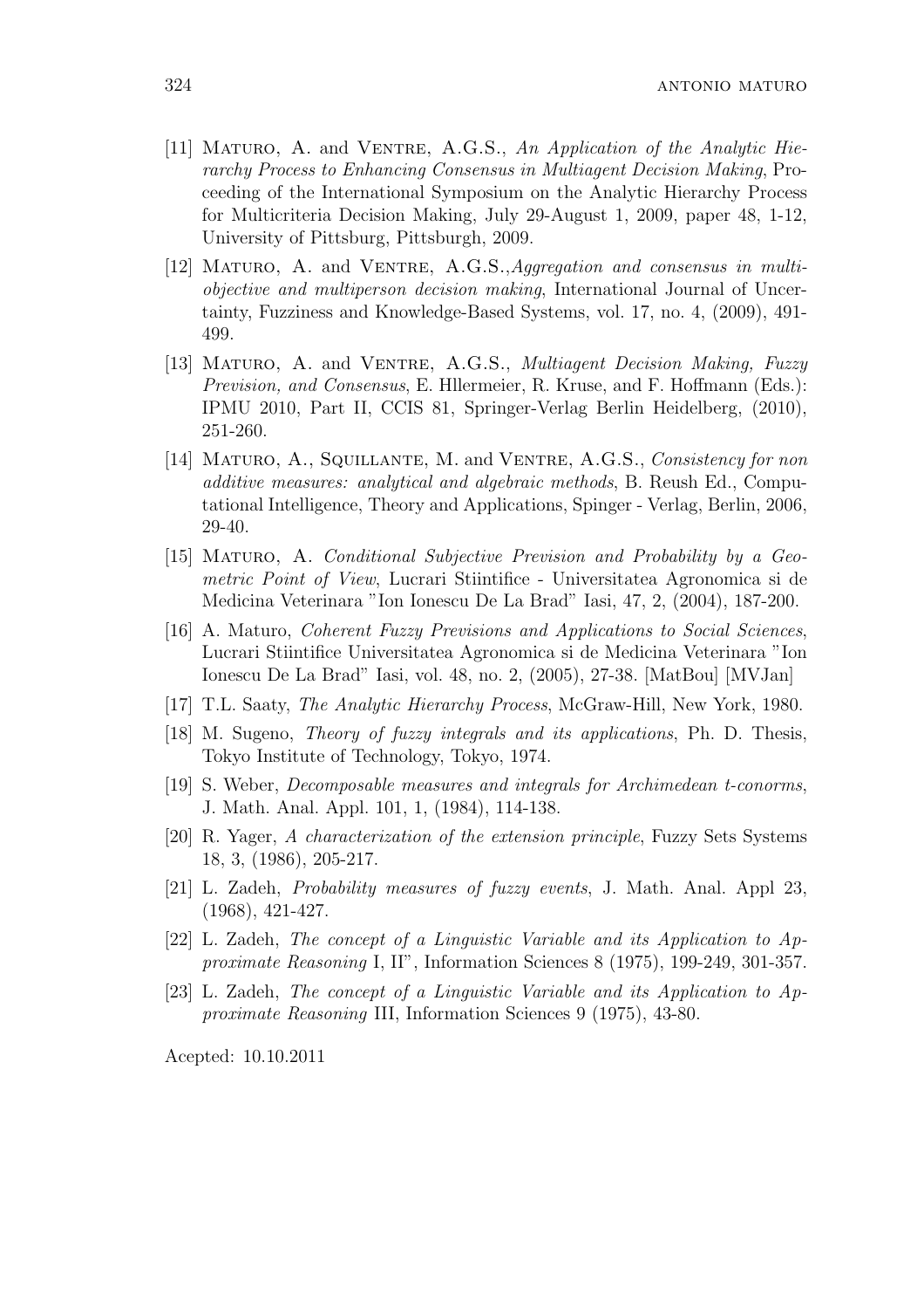[11] Maturo, A. and Ventre, A.G.S., *An Application of the Analytic Hierarchy Process to Enhancing Consensus in Multiagent Decision Making*, Proceeding of the International Symposium on the Analytic Hierarchy Process for Multicriteria Decision Making, July 29-August 1, 2009, paper 48, 1-12, University of Pittsburg, Pittsburgh, 2009.

[12] Maturo, A. and Ventre, A.G.S.,*Aggregation and consensus in multiobjective and multiperson decision making*, International Journal of Uncertainty, Fuzziness and Knowledge-Based Systems, vol. 17, no. 4, (2009), 491-499.

[13] Maturo, A. and Ventre, A.G.S., *Multiagent Decision Making, Fuzzy Prevision, and Consensus*, E. Hllermeier, R. Kruse, and F. Hoffmann (Eds.): IPMU 2010, Part II, CCIS 81, Springer-Verlag Berlin Heidelberg, (2010), 251-260.

[14] Maturo, A., Squillante, M. and Ventre, A.G.S., *Consistency for non additive measures: analytical and algebraic methods*, B. Reush Ed., Computational Intelligence, Theory and Applications, Spinger - Verlag, Berlin, 2006, 29-40.

[15] Maturo, A. *Conditional Subjective Prevision and Probability by a Geometric Point of View*, Lucrari Stiintifice - Universitatea Agronomica si de Medicina Veterinara "Ion Ionescu De La Brad" Iasi, 47, 2, (2004), 187-200.

[16] A. Maturo, *Coherent Fuzzy Previsions and Applications to Social Sciences*, Lucrari Stiintifice Universitatea Agronomica si de Medicina Veterinara "Ion Ionescu De La Brad" Iasi, vol. 48, no. 2, (2005), 27-38. [MatBou] [MVJan]

[17] T.L. Saaty, *The Analytic Hierarchy Process*, McGraw-Hill, New York, 1980.

[18] M. Sugeno, *Theory of fuzzy integrals and its applications*, Ph. D. Thesis, Tokyo Institute of Technology, Tokyo, 1974.

[19] S. Weber, *Decomposable measures and integrals for Archimedean t-conorms*, J. Math. Anal. Appl. 101, 1, (1984), 114-138.

[20] R. Yager, *A characterization of the extension principle*, Fuzzy Sets Systems 18, 3, (1986), 205-217.

[21] L. Zadeh, *Probability measures of fuzzy events*, J. Math. Anal. Appl 23, (1968), 421-427.

[22] L. Zadeh, *The concept of a Linguistic Variable and its Application to Approximate Reasoning* I, II", Information Sciences 8 (1975), 199-249, 301-357.

[23] L. Zadeh, *The concept of a Linguistic Variable and its Application to Approximate Reasoning* III, Information Sciences 9 (1975), 43-80.

Acepted: 10.10.2011